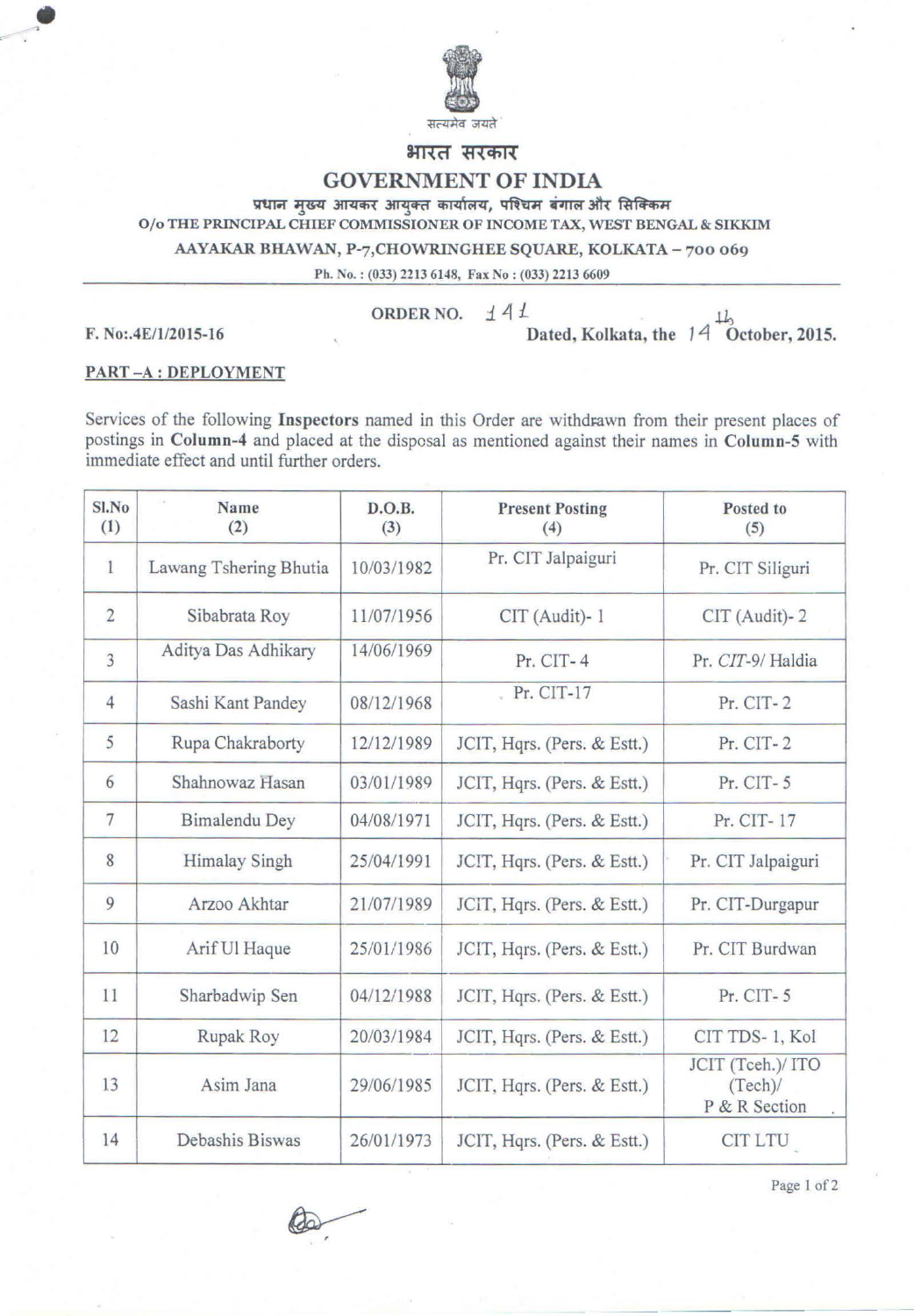सत्यमेव जयते

# भारत सरकार

# GOVERNMENT OF INDIA

प्रधान मुख्य आयकर आयुक्त कार्यालय, पश्चिम बंगाल और सिक्किम

O/o THE PRINCIPAL CHIEF COMMISSIONER OF INCOME TAX, WEST BENGAL & SIKKIM

AAYAKAR BHAWAN, P-7,CHOWRINGHEE SQUARE, KOLKATA – 700 069

Ph. No. : (033) 2213 6148, Fax No : (033) 2213 6609

---

**ORDER NO. 141**

**F. No:.4E/1/2015-16** **Dated, Kolkata, the 14 October, 2015.**

**PART –A : DEPLOYMENT**

Services of the following **Inspectors** named in this Order are withdrawn from their present places of postings in **Column-4** and placed at the disposal as mentioned against their names in **Column-5** with immediate effect and until further orders.

| Sl.No (1) | Name (2) | D.O.B. (3) | Present Posting (4) | Posted to (5) |
|---|---|---|---|---|
| 1 | Lawang Tshering Bhutia | 10/03/1982 | Pr. CIT Jalpaiguri | Pr. CIT Siliguri |
| 2 | Sibabrata Roy | 11/07/1956 | CIT (Audit)- 1 | CIT (Audit)- 2 |
| 3 | Aditya Das Adhikary | 14/06/1969 | Pr. CIT- 4 | Pr. CIT-9/ Haldia |
| 4 | Sashi Kant Pandey | 08/12/1968 | Pr. CIT-17 | Pr. CIT- 2 |
| 5 | Rupa Chakraborty | 12/12/1989 | JCIT, Hqrs. (Pers. & Estt.) | Pr. CIT- 2 |
| 6 | Shahnowaz Hasan | 03/01/1989 | JCIT, Hqrs. (Pers. & Estt.) | Pr. CIT- 5 |
| 7 | Bimalendu Dey | 04/08/1971 | JCIT, Hqrs. (Pers. & Estt.) | Pr. CIT- 17 |
| 8 | Himalay Singh | 25/04/1991 | JCIT, Hqrs. (Pers. & Estt.) | Pr. CIT Jalpaiguri |
| 9 | Arzoo Akhtar | 21/07/1989 | JCIT, Hqrs. (Pers. & Estt.) | Pr. CIT-Durgapur |
| 10 | Arif Ul Haque | 25/01/1986 | JCIT, Hqrs. (Pers. & Estt.) | Pr. CIT Burdwan |
| 11 | Sharbadwip Sen | 04/12/1988 | JCIT, Hqrs. (Pers. & Estt.) | Pr. CIT- 5 |
| 12 | Rupak Roy | 20/03/1984 | JCIT, Hqrs. (Pers. & Estt.) | CIT TDS- 1, Kol |
| 13 | Asim Jana | 29/06/1985 | JCIT, Hqrs. (Pers. & Estt.) | JCIT (Tceh.)/ ITO (Tech)/ P & R Section |
| 14 | Debashis Biswas | 26/01/1973 | JCIT, Hqrs. (Pers. & Estt.) | CIT LTU |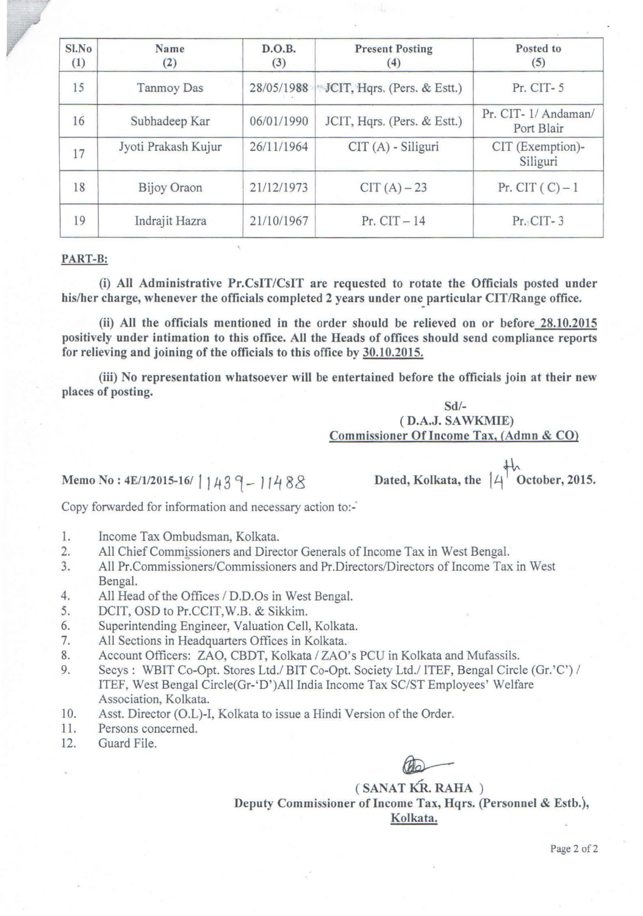| Sl.No (1) | Name (2) | D.O.B. (3) | Present Posting (4) | Posted to (5) |
|---|---|---|---|---|
| 15 | Tanmoy Das | 28/05/1988 | JCIT, Hqrs. (Pers. & Estt.) | Pr. CIT- 5 |
| 16 | Subhadeep Kar | 06/01/1990 | JCIT, Hqrs. (Pers. & Estt.) | Pr. CIT- 1/ Andaman/ Port Blair |
| 17 | Jyoti Prakash Kujur | 26/11/1964 | CIT (A) - Siliguri | CIT (Exemption)- Siliguri |
| 18 | Bijoy Oraon | 21/12/1973 | CIT (A) – 23 | Pr. CIT ( C) – 1 |
| 19 | Indrajit Hazra | 21/10/1967 | Pr. CIT – 14 | Pr. CIT- 3 |

**PART-B:**

**(i) All Administrative Pr.CsIT/CsIT are requested to rotate the Officials posted under his/her charge, whenever the officials completed 2 years under one particular CIT/Range office.**

**(ii) All the officials mentioned in the order should be relieved on or before 28.10.2015 positively under intimation to this office. All the Heads of offices should send compliance reports for relieving and joining of the officials to this office by 30.10.2015.**

**(iii) No representation whatsoever will be entertained before the officials join at their new places of posting.**

**Sd/-**
**( D.A.J. SAWKMIE)**
**Commissioner Of Income Tax, (Admn & CO)**

**Memo No : 4E/1/2015-16/** 11439 - 11488 **Dated, Kolkata, the** 14th **October, 2015.**

Copy forwarded for information and necessary action to:-

1. Income Tax Ombudsman, Kolkata.
2. All Chief Commissioners and Director Generals of Income Tax in West Bengal.
3. All Pr.Commissioners/Commissioners and Pr.Directors/Directors of Income Tax in West Bengal.
4. All Head of the Offices / D.D.Os in West Bengal.
5. DCIT, OSD to Pr.CCIT,W.B. & Sikkim.
6. Superintending Engineer, Valuation Cell, Kolkata.
7. All Sections in Headquarters Offices in Kolkata.
8. Account Officers: ZAO, CBDT, Kolkata / ZAO's PCU in Kolkata and Mufassils.
9. Secys : WBIT Co-Opt. Stores Ltd./ BIT Co-Opt. Society Ltd./ ITEF, Bengal Circle (Gr.'C') / ITEF, West Bengal Circle(Gr-'D')All India Income Tax SC/ST Employees' Welfare Association, Kolkata.
10. Asst. Director (O.L)-I, Kolkata to issue a Hindi Version of the Order.
11. Persons concerned.
12. Guard File.

**( SANAT KR. RAHA )**
**Deputy Commissioner of Income Tax, Hqrs. (Personnel & Estb.), Kolkata.**